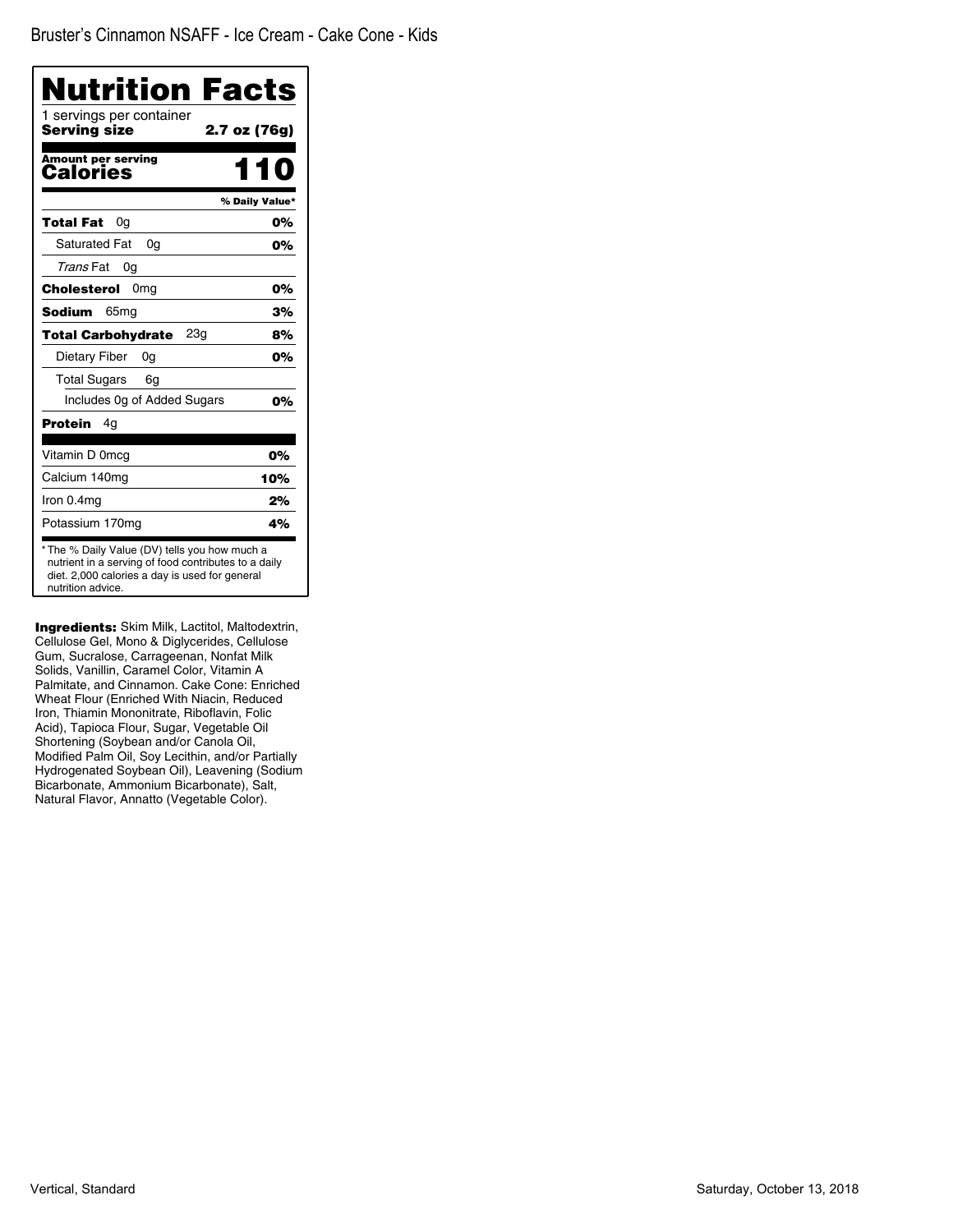Bruster's Cinnamon NSAFF - Ice Cream - Cake Cone - Kids

# Nutrition Facts

1 servings per container

**Serving size** **2.7 oz (76g)**

**Amount per serving**
**Calories** **110**

| | % Daily Value* |
|---|---|
| **Total Fat** 0g | **0%** |
| Saturated Fat 0g | **0%** |
| *Trans* Fat 0g | |
| **Cholesterol** 0mg | **0%** |
| **Sodium** 65mg | **3%** |
| **Total Carbohydrate** 23g | **8%** |
| Dietary Fiber 0g | **0%** |
| Total Sugars 6g | |
| Includes 0g of Added Sugars | **0%** |
| **Protein** 4g | |
| Vitamin D 0mcg | **0%** |
| Calcium 140mg | **10%** |
| Iron 0.4mg | **2%** |
| Potassium 170mg | **4%** |

* The % Daily Value (DV) tells you how much a nutrient in a serving of food contributes to a daily diet. 2,000 calories a day is used for general nutrition advice.

**Ingredients:** Skim Milk, Lactitol, Maltodextrin, Cellulose Gel, Mono & Diglycerides, Cellulose Gum, Sucralose, Carrageenan, Nonfat Milk Solids, Vanillin, Caramel Color, Vitamin A Palmitate, and Cinnamon. Cake Cone: Enriched Wheat Flour (Enriched With Niacin, Reduced Iron, Thiamin Mononitrate, Riboflavin, Folic Acid), Tapioca Flour, Sugar, Vegetable Oil Shortening (Soybean and/or Canola Oil, Modified Palm Oil, Soy Lecithin, and/or Partially Hydrogenated Soybean Oil), Leavening (Sodium Bicarbonate, Ammonium Bicarbonate), Salt, Natural Flavor, Annatto (Vegetable Color).

Vertical, Standard

Saturday, October 13, 2018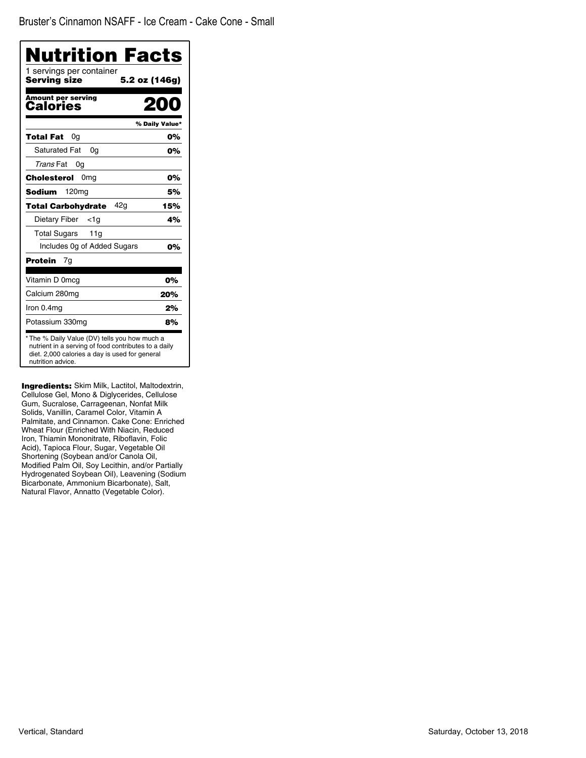Bruster's Cinnamon NSAFF - Ice Cream - Cake Cone - Small

# Nutrition Facts

1 servings per container

**Serving size** **5.2 oz (146g)**

**Amount per serving**

**Calories** **200**

| | % Daily Value* |
|---|---|
| **Total Fat** 0g | **0%** |
| Saturated Fat 0g | **0%** |
| *Trans* Fat 0g | |
| **Cholesterol** 0mg | **0%** |
| **Sodium** 120mg | **5%** |
| **Total Carbohydrate** 42g | **15%** |
| Dietary Fiber <1g | **4%** |
| Total Sugars 11g | |
| Includes 0g of Added Sugars | **0%** |
| **Protein** 7g | |
| Vitamin D 0mcg | **0%** |
| Calcium 280mg | **20%** |
| Iron 0.4mg | **2%** |
| Potassium 330mg | **8%** |

* The % Daily Value (DV) tells you how much a nutrient in a serving of food contributes to a daily diet. 2,000 calories a day is used for general nutrition advice.

**Ingredients:** Skim Milk, Lactitol, Maltodextrin, Cellulose Gel, Mono & Diglycerides, Cellulose Gum, Sucralose, Carrageenan, Nonfat Milk Solids, Vanillin, Caramel Color, Vitamin A Palmitate, and Cinnamon. Cake Cone: Enriched Wheat Flour (Enriched With Niacin, Reduced Iron, Thiamin Mononitrate, Riboflavin, Folic Acid), Tapioca Flour, Sugar, Vegetable Oil Shortening (Soybean and/or Canola Oil, Modified Palm Oil, Soy Lecithin, and/or Partially Hydrogenated Soybean Oil), Leavening (Sodium Bicarbonate, Ammonium Bicarbonate), Salt, Natural Flavor, Annatto (Vegetable Color).

Vertical, Standard

Saturday, October 13, 2018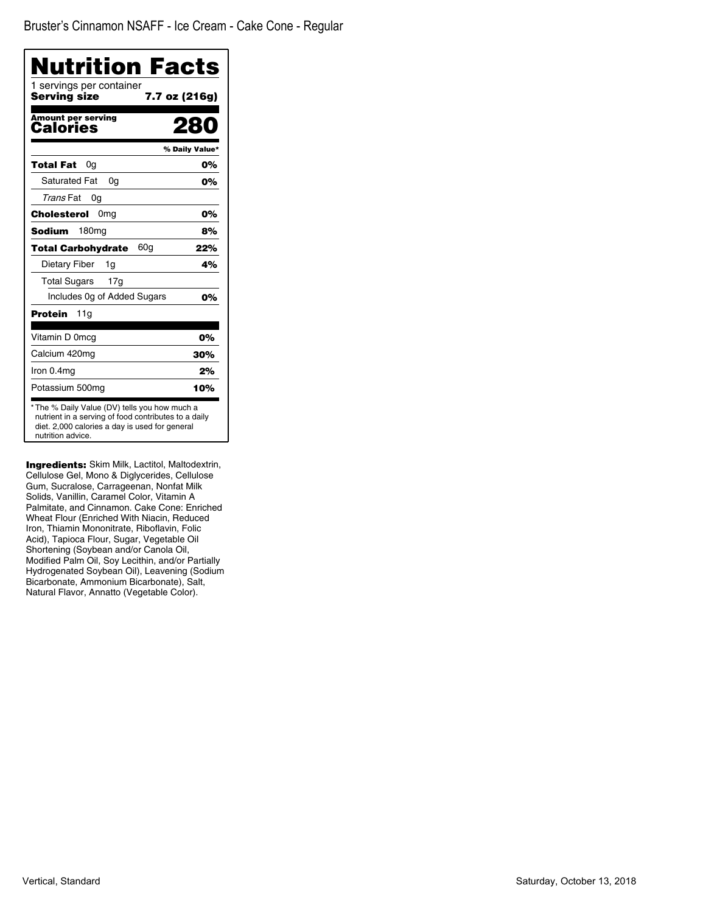Bruster's Cinnamon NSAFF - Ice Cream - Cake Cone - Regular

# Nutrition Facts

1 servings per container

**Serving size** **7.7 oz (216g)**

**Amount per serving**
**Calories** **280**

| | % Daily Value* |
|---|---|
| **Total Fat** 0g | **0%** |
| Saturated Fat 0g | **0%** |
| *Trans* Fat 0g | |
| **Cholesterol** 0mg | **0%** |
| **Sodium** 180mg | **8%** |
| **Total Carbohydrate** 60g | **22%** |
| Dietary Fiber 1g | **4%** |
| Total Sugars 17g | |
| Includes 0g of Added Sugars | **0%** |
| **Protein** 11g | |
| Vitamin D 0mcg | **0%** |
| Calcium 420mg | **30%** |
| Iron 0.4mg | **2%** |
| Potassium 500mg | **10%** |

* The % Daily Value (DV) tells you how much a nutrient in a serving of food contributes to a daily diet. 2,000 calories a day is used for general nutrition advice.

**Ingredients:** Skim Milk, Lactitol, Maltodextrin, Cellulose Gel, Mono & Diglycerides, Cellulose Gum, Sucralose, Carrageenan, Nonfat Milk Solids, Vanillin, Caramel Color, Vitamin A Palmitate, and Cinnamon. Cake Cone: Enriched Wheat Flour (Enriched With Niacin, Reduced Iron, Thiamin Mononitrate, Riboflavin, Folic Acid), Tapioca Flour, Sugar, Vegetable Oil Shortening (Soybean and/or Canola Oil, Modified Palm Oil, Soy Lecithin, and/or Partially Hydrogenated Soybean Oil), Leavening (Sodium Bicarbonate, Ammonium Bicarbonate), Salt, Natural Flavor, Annatto (Vegetable Color).

Vertical, Standard

Saturday, October 13, 2018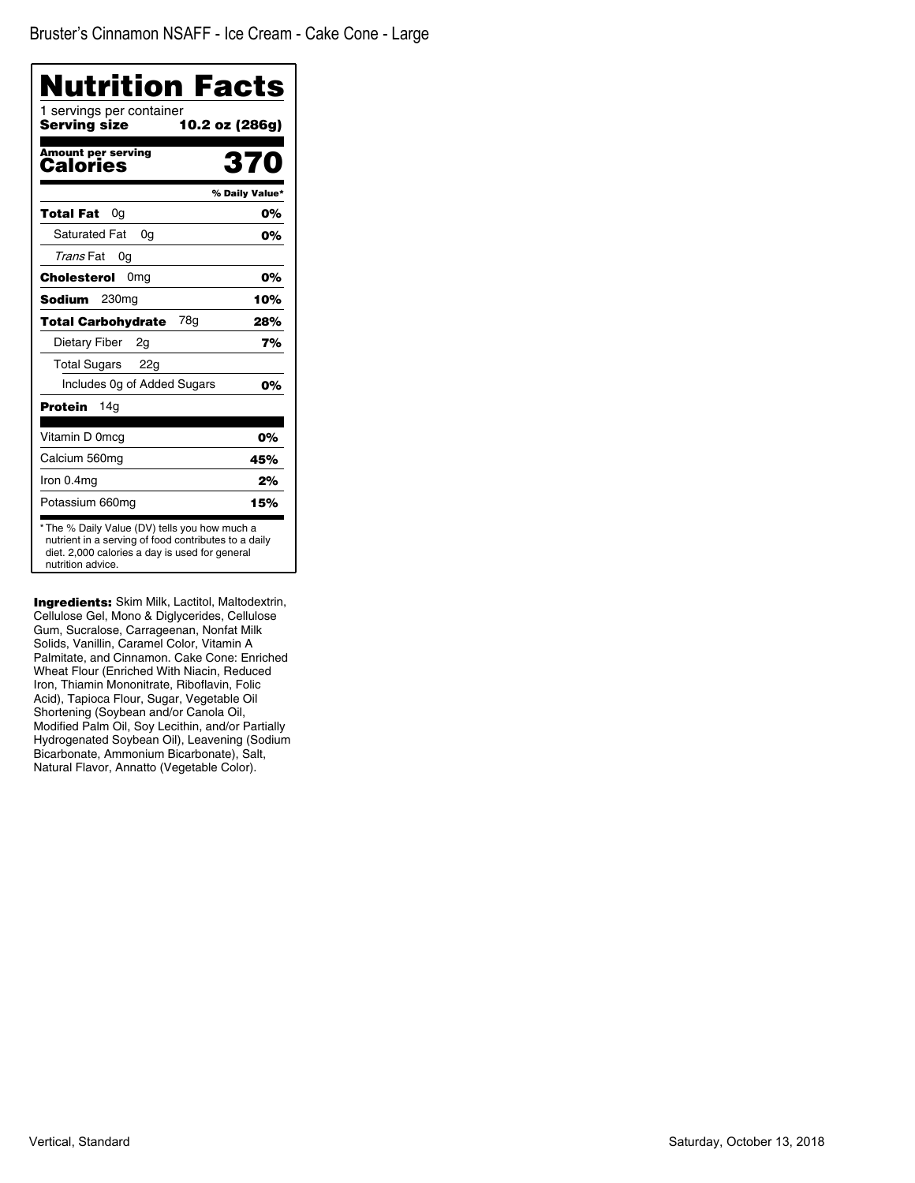Bruster's Cinnamon NSAFF - Ice Cream - Cake Cone - Large

# Nutrition Facts

1 servings per container
**Serving size** **10.2 oz (286g)**

**Amount per serving**
**Calories** **370**

| | % Daily Value* |
|---|---|
| **Total Fat** 0g | **0%** |
| Saturated Fat 0g | **0%** |
| *Trans* Fat 0g | |
| **Cholesterol** 0mg | **0%** |
| **Sodium** 230mg | **10%** |
| **Total Carbohydrate** 78g | **28%** |
| Dietary Fiber 2g | **7%** |
| Total Sugars 22g | |
| Includes 0g of Added Sugars | **0%** |
| **Protein** 14g | |
| Vitamin D 0mcg | **0%** |
| Calcium 560mg | **45%** |
| Iron 0.4mg | **2%** |
| Potassium 660mg | **15%** |

* The % Daily Value (DV) tells you how much a nutrient in a serving of food contributes to a daily diet. 2,000 calories a day is used for general nutrition advice.

**Ingredients:** Skim Milk, Lactitol, Maltodextrin, Cellulose Gel, Mono & Diglycerides, Cellulose Gum, Sucralose, Carrageenan, Nonfat Milk Solids, Vanillin, Caramel Color, Vitamin A Palmitate, and Cinnamon. Cake Cone: Enriched Wheat Flour (Enriched With Niacin, Reduced Iron, Thiamin Mononitrate, Riboflavin, Folic Acid), Tapioca Flour, Sugar, Vegetable Oil Shortening (Soybean and/or Canola Oil, Modified Palm Oil, Soy Lecithin, and/or Partially Hydrogenated Soybean Oil), Leavening (Sodium Bicarbonate, Ammonium Bicarbonate), Salt, Natural Flavor, Annatto (Vegetable Color).

Vertical, Standard

Saturday, October 13, 2018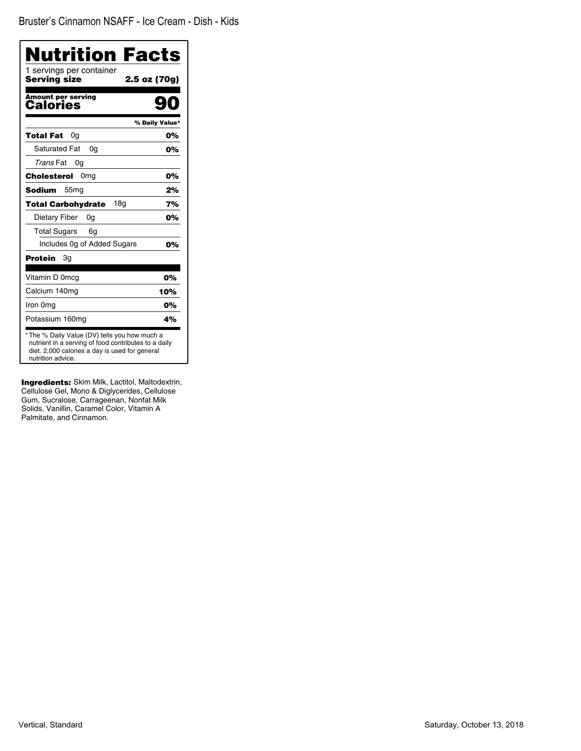Bruster's Cinnamon NSAFF - Ice Cream - Dish - Kids

# Nutrition Facts

1 servings per container

**Serving size** **2.5 oz (70g)**

**Amount per serving**
**Calories** **90**

| | % Daily Value* |
|---|---|
| **Total Fat** 0g | **0%** |
| Saturated Fat 0g | **0%** |
| *Trans* Fat 0g | |
| **Cholesterol** 0mg | **0%** |
| **Sodium** 55mg | **2%** |
| **Total Carbohydrate** 18g | **7%** |
| Dietary Fiber 0g | **0%** |
| Total Sugars 6g | |
| Includes 0g of Added Sugars | **0%** |
| **Protein** 3g | |
| Vitamin D 0mcg | **0%** |
| Calcium 140mg | **10%** |
| Iron 0mg | **0%** |
| Potassium 160mg | **4%** |

* The % Daily Value (DV) tells you how much a nutrient in a serving of food contributes to a daily diet. 2,000 calories a day is used for general nutrition advice.

**Ingredients:** Skim Milk, Lactitol, Maltodextrin, Cellulose Gel, Mono & Diglycerides, Cellulose Gum, Sucralose, Carrageenan, Nonfat Milk Solids, Vanillin, Caramel Color, Vitamin A Palmitate, and Cinnamon.

Vertical, Standard

Saturday, October 13, 2018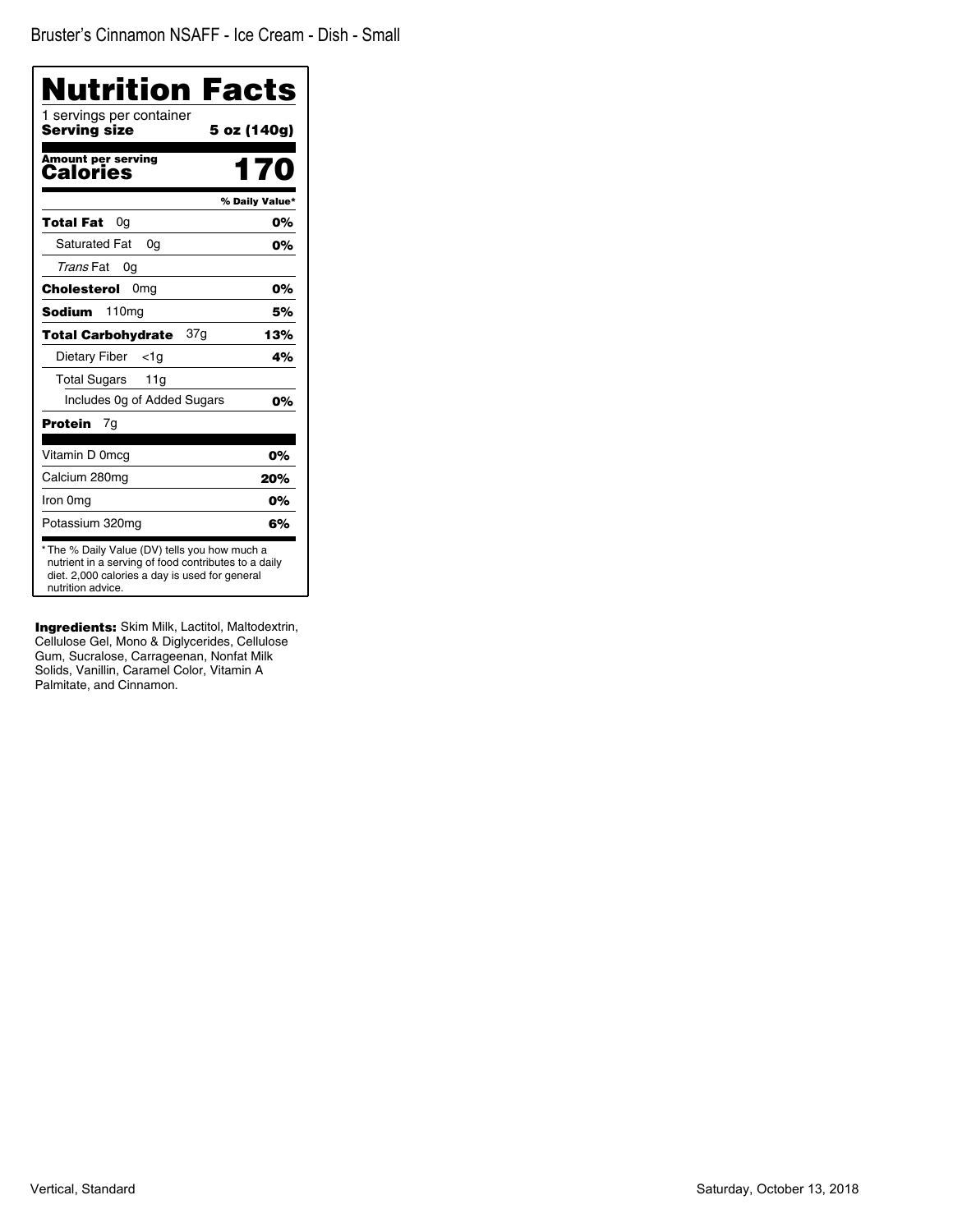Bruster's Cinnamon NSAFF - Ice Cream - Dish - Small

# Nutrition Facts

1 servings per container
**Serving size** **5 oz (140g)**

**Amount per serving**
**Calories** **170**

| | % Daily Value* |
|---|---|
| **Total Fat** 0g | **0%** |
| Saturated Fat 0g | **0%** |
| *Trans* Fat 0g | |
| **Cholesterol** 0mg | **0%** |
| **Sodium** 110mg | **5%** |
| **Total Carbohydrate** 37g | **13%** |
| Dietary Fiber <1g | **4%** |
| Total Sugars 11g | |
| Includes 0g of Added Sugars | **0%** |
| **Protein** 7g | |
| Vitamin D 0mcg | **0%** |
| Calcium 280mg | **20%** |
| Iron 0mg | **0%** |
| Potassium 320mg | **6%** |

* The % Daily Value (DV) tells you how much a nutrient in a serving of food contributes to a daily diet. 2,000 calories a day is used for general nutrition advice.

**Ingredients:** Skim Milk, Lactitol, Maltodextrin, Cellulose Gel, Mono & Diglycerides, Cellulose Gum, Sucralose, Carrageenan, Nonfat Milk Solids, Vanillin, Caramel Color, Vitamin A Palmitate, and Cinnamon.

Vertical, Standard

Saturday, October 13, 2018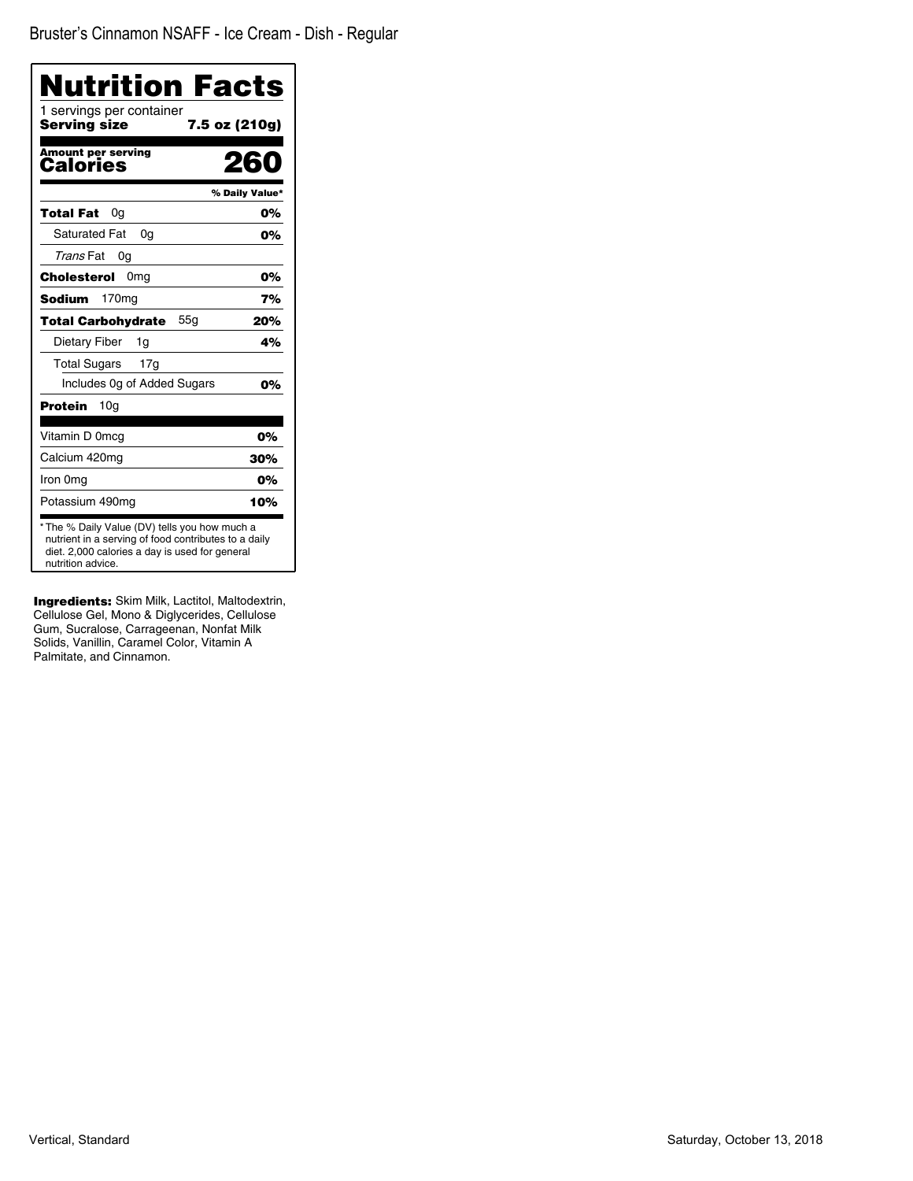Bruster's Cinnamon NSAFF - Ice Cream - Dish - Regular

# Nutrition Facts

1 servings per container

**Serving size** **7.5 oz (210g)**

**Amount per serving**

**Calories** **260**

| | % Daily Value* |
|---|---|
| **Total Fat** 0g | **0%** |
| Saturated Fat 0g | **0%** |
| *Trans* Fat 0g | |
| **Cholesterol** 0mg | **0%** |
| **Sodium** 170mg | **7%** |
| **Total Carbohydrate** 55g | **20%** |
| Dietary Fiber 1g | **4%** |
| Total Sugars 17g | |
| Includes 0g of Added Sugars | **0%** |
| **Protein** 10g | |
| Vitamin D 0mcg | **0%** |
| Calcium 420mg | **30%** |
| Iron 0mg | **0%** |
| Potassium 490mg | **10%** |

* The % Daily Value (DV) tells you how much a nutrient in a serving of food contributes to a daily diet. 2,000 calories a day is used for general nutrition advice.

**Ingredients:** Skim Milk, Lactitol, Maltodextrin, Cellulose Gel, Mono & Diglycerides, Cellulose Gum, Sucralose, Carrageenan, Nonfat Milk Solids, Vanillin, Caramel Color, Vitamin A Palmitate, and Cinnamon.

Vertical, Standard

Saturday, October 13, 2018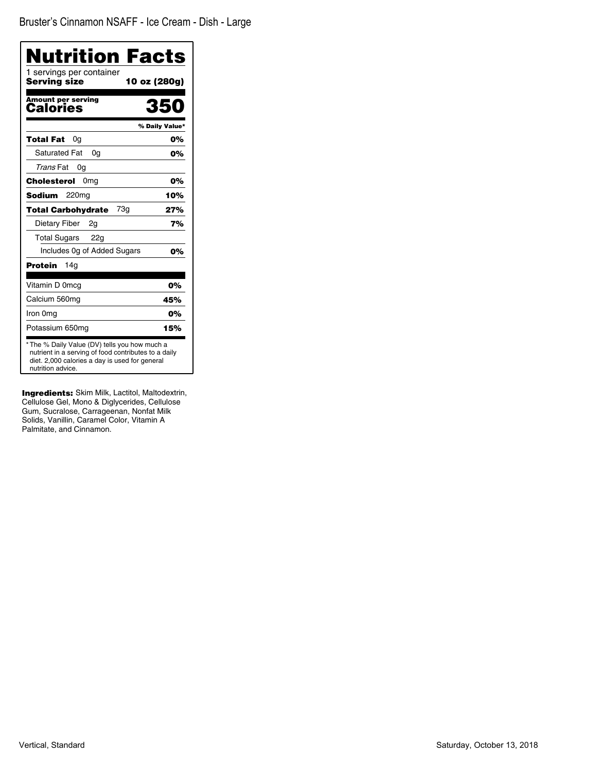Bruster's Cinnamon NSAFF - Ice Cream - Dish - Large

# Nutrition Facts

1 servings per container

**Serving size** **10 oz (280g)**

**Amount per serving**

**Calories** **350**

| | |
|---|---|
| | **% Daily Value*** |
| **Total Fat** 0g | **0%** |
| Saturated Fat 0g | **0%** |
| *Trans* Fat 0g | |
| **Cholesterol** 0mg | **0%** |
| **Sodium** 220mg | **10%** |
| **Total Carbohydrate** 73g | **27%** |
| Dietary Fiber 2g | **7%** |
| Total Sugars 22g | |
| Includes 0g of Added Sugars | **0%** |
| **Protein** 14g | |
| Vitamin D 0mcg | **0%** |
| Calcium 560mg | **45%** |
| Iron 0mg | **0%** |
| Potassium 650mg | **15%** |

* The % Daily Value (DV) tells you how much a nutrient in a serving of food contributes to a daily diet. 2,000 calories a day is used for general nutrition advice.

**Ingredients:** Skim Milk, Lactitol, Maltodextrin, Cellulose Gel, Mono & Diglycerides, Cellulose Gum, Sucralose, Carrageenan, Nonfat Milk Solids, Vanillin, Caramel Color, Vitamin A Palmitate, and Cinnamon.

Vertical, Standard

Saturday, October 13, 2018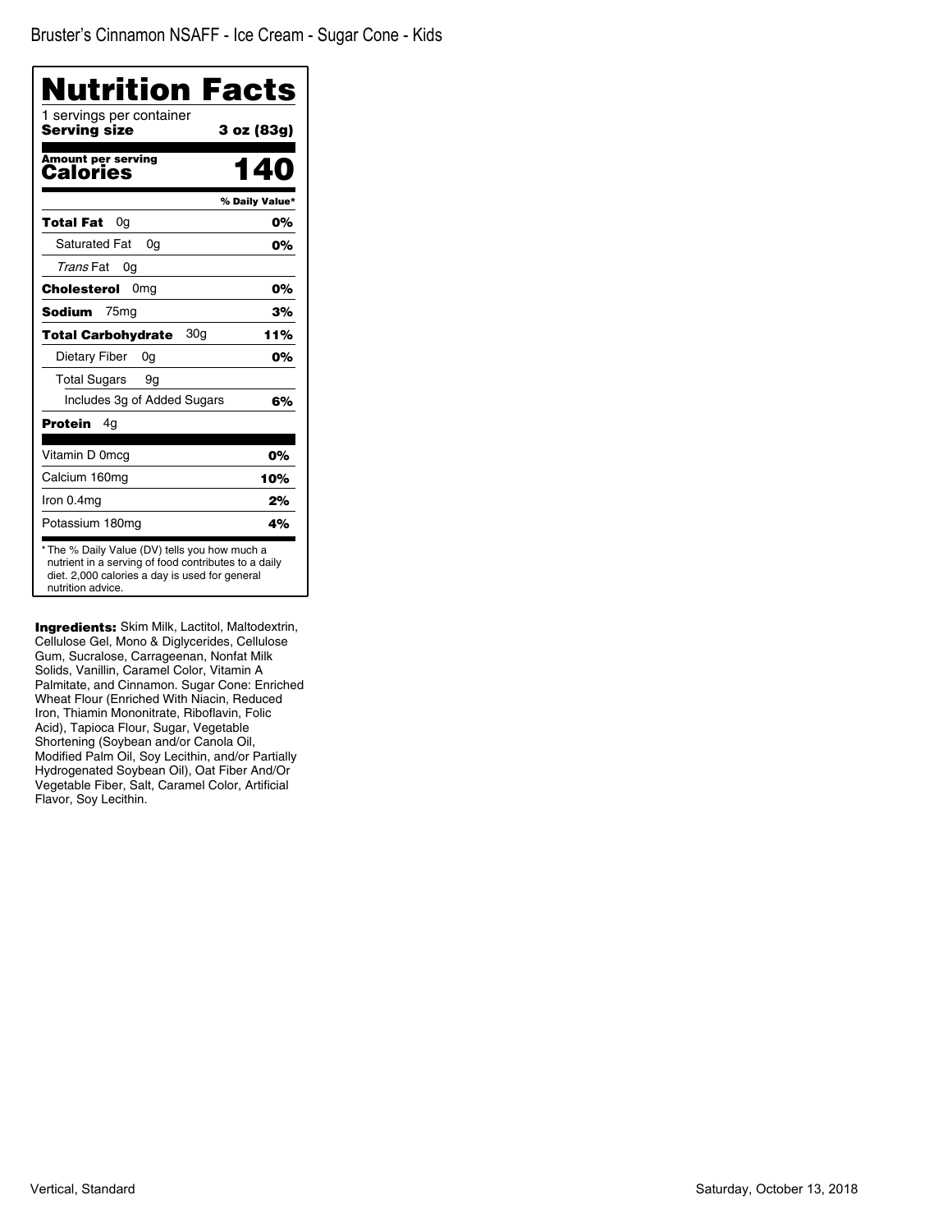Bruster's Cinnamon NSAFF - Ice Cream - Sugar Cone - Kids

# Nutrition Facts

1 servings per container

**Serving size** **3 oz (83g)**

**Amount per serving**

**Calories** **140**

| | |
|---|---|
| | **% Daily Value*** |
| **Total Fat** 0g | **0%** |
| Saturated Fat 0g | **0%** |
| *Trans* Fat 0g | |
| **Cholesterol** 0mg | **0%** |
| **Sodium** 75mg | **3%** |
| **Total Carbohydrate** 30g | **11%** |
| Dietary Fiber 0g | **0%** |
| Total Sugars 9g | |
| Includes 3g of Added Sugars | **6%** |
| **Protein** 4g | |
| Vitamin D 0mcg | **0%** |
| Calcium 160mg | **10%** |
| Iron 0.4mg | **2%** |
| Potassium 180mg | **4%** |

* The % Daily Value (DV) tells you how much a nutrient in a serving of food contributes to a daily diet. 2,000 calories a day is used for general nutrition advice.

**Ingredients:** Skim Milk, Lactitol, Maltodextrin, Cellulose Gel, Mono & Diglycerides, Cellulose Gum, Sucralose, Carrageenan, Nonfat Milk Solids, Vanillin, Caramel Color, Vitamin A Palmitate, and Cinnamon. Sugar Cone: Enriched Wheat Flour (Enriched With Niacin, Reduced Iron, Thiamin Mononitrate, Riboflavin, Folic Acid), Tapioca Flour, Sugar, Vegetable Shortening (Soybean and/or Canola Oil, Modified Palm Oil, Soy Lecithin, and/or Partially Hydrogenated Soybean Oil), Oat Fiber And/Or Vegetable Fiber, Salt, Caramel Color, Artificial Flavor, Soy Lecithin.

Vertical, Standard

Saturday, October 13, 2018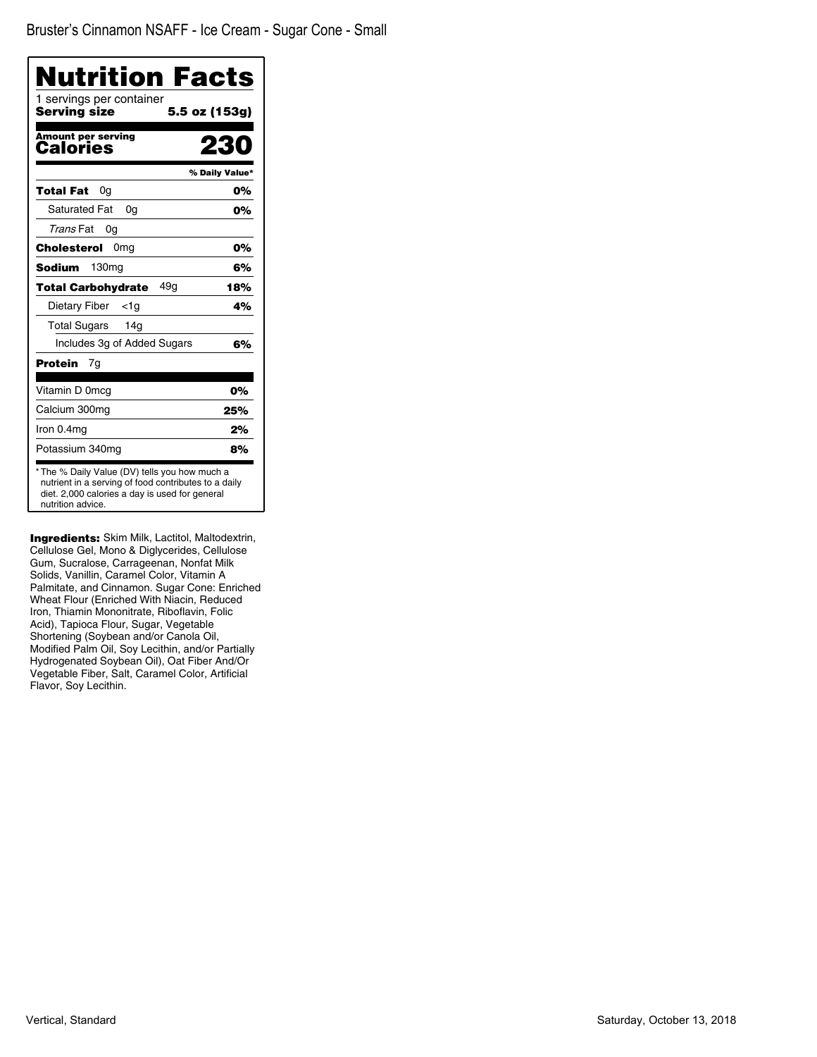Bruster's Cinnamon NSAFF - Ice Cream - Sugar Cone - Small

# Nutrition Facts

1 servings per container
**Serving size** **5.5 oz (153g)**

**Amount per serving**
**Calories** **230**

| | % Daily Value* |
| --- | --- |
| **Total Fat** 0g | **0%** |
| Saturated Fat 0g | **0%** |
| *Trans* Fat 0g | |
| **Cholesterol** 0mg | **0%** |
| **Sodium** 130mg | **6%** |
| **Total Carbohydrate** 49g | **18%** |
| Dietary Fiber <1g | **4%** |
| Total Sugars 14g | |
| Includes 3g of Added Sugars | **6%** |
| **Protein** 7g | |
| Vitamin D 0mcg | **0%** |
| Calcium 300mg | **25%** |
| Iron 0.4mg | **2%** |
| Potassium 340mg | **8%** |

* The % Daily Value (DV) tells you how much a nutrient in a serving of food contributes to a daily diet. 2,000 calories a day is used for general nutrition advice.

**Ingredients:** Skim Milk, Lactitol, Maltodextrin, Cellulose Gel, Mono & Diglycerides, Cellulose Gum, Sucralose, Carrageenan, Nonfat Milk Solids, Vanillin, Caramel Color, Vitamin A Palmitate, and Cinnamon. Sugar Cone: Enriched Wheat Flour (Enriched With Niacin, Reduced Iron, Thiamin Mononitrate, Riboflavin, Folic Acid), Tapioca Flour, Sugar, Vegetable Shortening (Soybean and/or Canola Oil, Modified Palm Oil, Soy Lecithin, and/or Partially Hydrogenated Soybean Oil), Oat Fiber And/Or Vegetable Fiber, Salt, Caramel Color, Artificial Flavor, Soy Lecithin.

Vertical, Standard

Saturday, October 13, 2018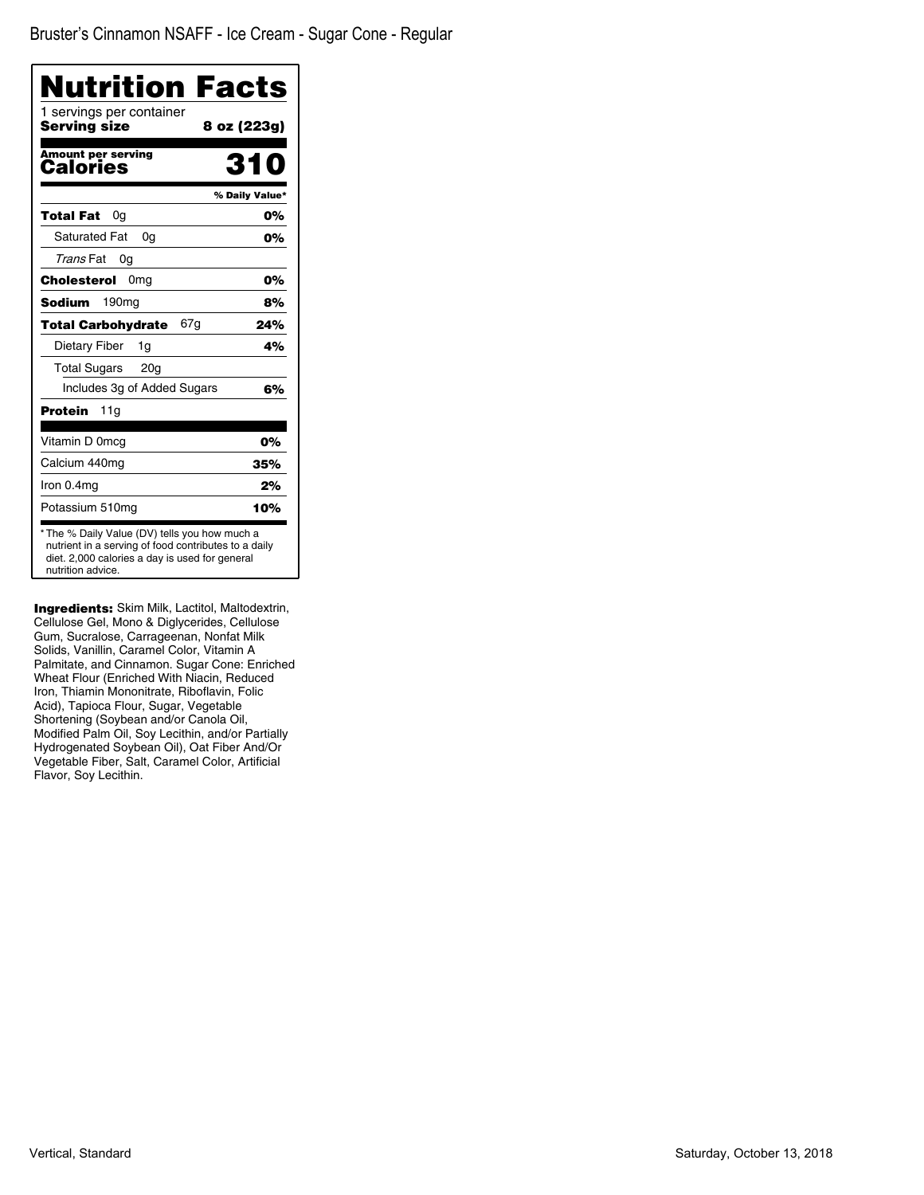Bruster's Cinnamon NSAFF - Ice Cream - Sugar Cone - Regular

# Nutrition Facts

1 servings per container

**Serving size** **8 oz (223g)**

**Amount per serving**

**Calories** **310**

| | |
|---|---|
| | **% Daily Value*** |
| **Total Fat** 0g | **0%** |
| Saturated Fat 0g | **0%** |
| *Trans* Fat 0g | |
| **Cholesterol** 0mg | **0%** |
| **Sodium** 190mg | **8%** |
| **Total Carbohydrate** 67g | **24%** |
| Dietary Fiber 1g | **4%** |
| Total Sugars 20g | |
| Includes 3g of Added Sugars | **6%** |
| **Protein** 11g | |
| Vitamin D 0mcg | **0%** |
| Calcium 440mg | **35%** |
| Iron 0.4mg | **2%** |
| Potassium 510mg | **10%** |

* The % Daily Value (DV) tells you how much a nutrient in a serving of food contributes to a daily diet. 2,000 calories a day is used for general nutrition advice.

**Ingredients:** Skim Milk, Lactitol, Maltodextrin, Cellulose Gel, Mono & Diglycerides, Cellulose Gum, Sucralose, Carrageenan, Nonfat Milk Solids, Vanillin, Caramel Color, Vitamin A Palmitate, and Cinnamon. Sugar Cone: Enriched Wheat Flour (Enriched With Niacin, Reduced Iron, Thiamin Mononitrate, Riboflavin, Folic Acid), Tapioca Flour, Sugar, Vegetable Shortening (Soybean and/or Canola Oil, Modified Palm Oil, Soy Lecithin, and/or Partially Hydrogenated Soybean Oil), Oat Fiber And/Or Vegetable Fiber, Salt, Caramel Color, Artificial Flavor, Soy Lecithin.

Vertical, Standard

Saturday, October 13, 2018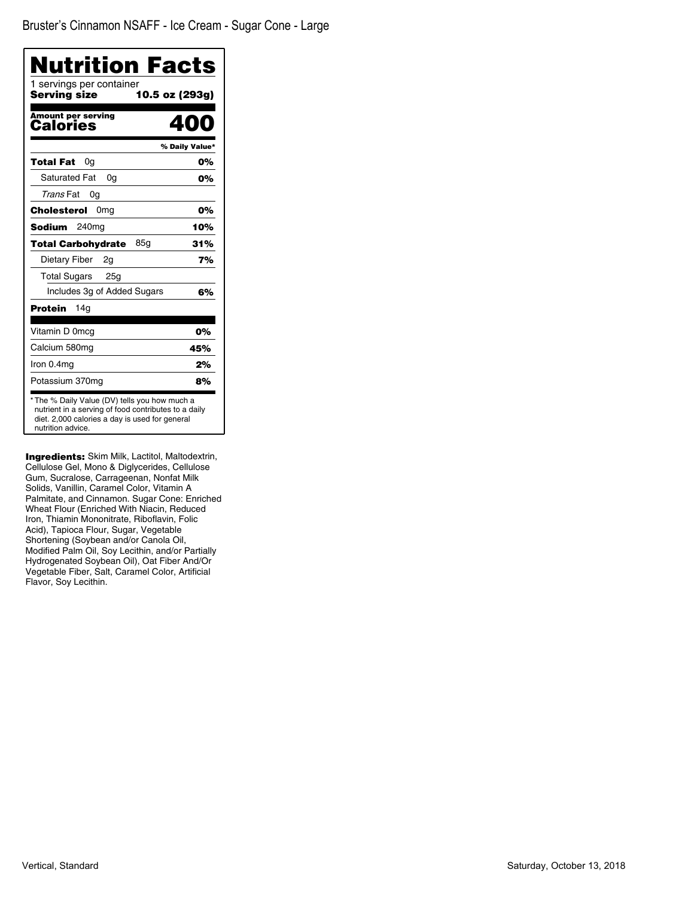Bruster's Cinnamon NSAFF - Ice Cream - Sugar Cone - Large

# Nutrition Facts

1 servings per container

**Serving size** **10.5 oz (293g)**

**Amount per serving**

**Calories** **400**

| | % Daily Value* |
|---|---|
| **Total Fat** 0g | **0%** |
| Saturated Fat 0g | **0%** |
| *Trans* Fat 0g | |
| **Cholesterol** 0mg | **0%** |
| **Sodium** 240mg | **10%** |
| **Total Carbohydrate** 85g | **31%** |
| Dietary Fiber 2g | **7%** |
| Total Sugars 25g | |
| Includes 3g of Added Sugars | **6%** |
| **Protein** 14g | |
| Vitamin D 0mcg | **0%** |
| Calcium 580mg | **45%** |
| Iron 0.4mg | **2%** |
| Potassium 370mg | **8%** |

* The % Daily Value (DV) tells you how much a nutrient in a serving of food contributes to a daily diet. 2,000 calories a day is used for general nutrition advice.

**Ingredients:** Skim Milk, Lactitol, Maltodextrin, Cellulose Gel, Mono & Diglycerides, Cellulose Gum, Sucralose, Carrageenan, Nonfat Milk Solids, Vanillin, Caramel Color, Vitamin A Palmitate, and Cinnamon. Sugar Cone: Enriched Wheat Flour (Enriched With Niacin, Reduced Iron, Thiamin Mononitrate, Riboflavin, Folic Acid), Tapioca Flour, Sugar, Vegetable Shortening (Soybean and/or Canola Oil, Modified Palm Oil, Soy Lecithin, and/or Partially Hydrogenated Soybean Oil), Oat Fiber And/Or Vegetable Fiber, Salt, Caramel Color, Artificial Flavor, Soy Lecithin.

Vertical, Standard

Saturday, October 13, 2018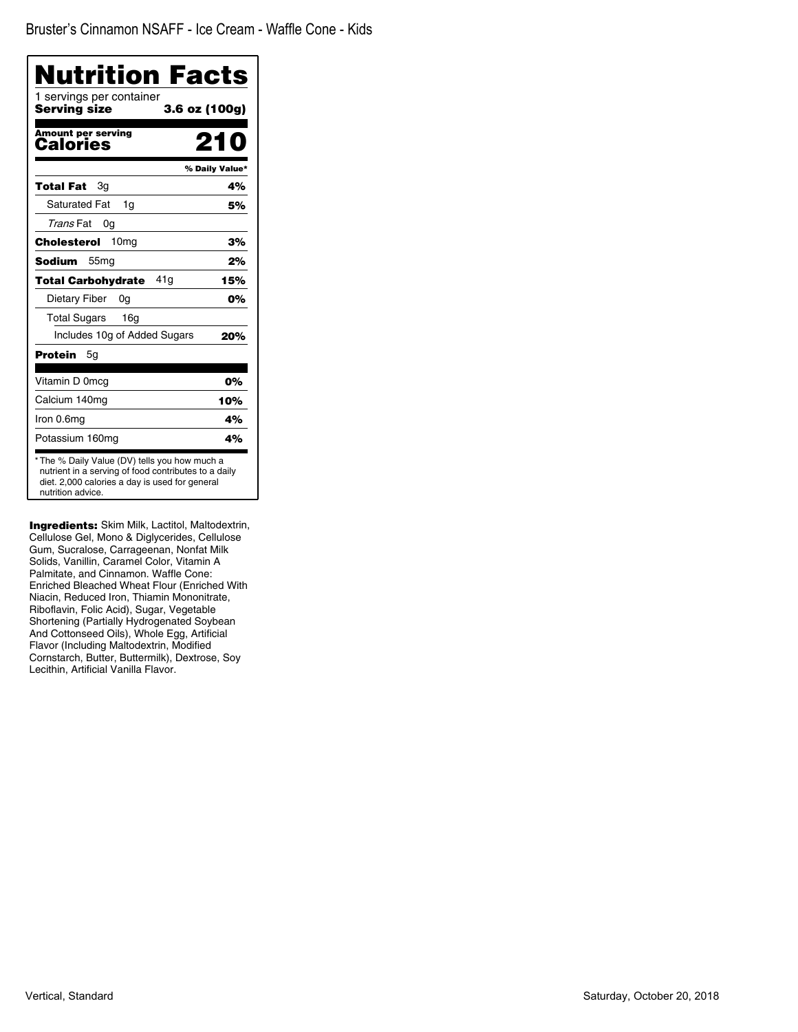Bruster's Cinnamon NSAFF - Ice Cream - Waffle Cone - Kids

# Nutrition Facts

1 servings per container

**Serving size** **3.6 oz (100g)**

**Amount per serving**

**Calories** **210**

| | % Daily Value* |
|---|---|
| **Total Fat** 3g | **4%** |
| Saturated Fat 1g | **5%** |
| *Trans* Fat 0g | |
| **Cholesterol** 10mg | **3%** |
| **Sodium** 55mg | **2%** |
| **Total Carbohydrate** 41g | **15%** |
| Dietary Fiber 0g | **0%** |
| Total Sugars 16g | |
| Includes 10g of Added Sugars | **20%** |
| **Protein** 5g | |
| Vitamin D 0mcg | **0%** |
| Calcium 140mg | **10%** |
| Iron 0.6mg | **4%** |
| Potassium 160mg | **4%** |

* The % Daily Value (DV) tells you how much a nutrient in a serving of food contributes to a daily diet. 2,000 calories a day is used for general nutrition advice.

**Ingredients:** Skim Milk, Lactitol, Maltodextrin, Cellulose Gel, Mono & Diglycerides, Cellulose Gum, Sucralose, Carrageenan, Nonfat Milk Solids, Vanillin, Caramel Color, Vitamin A Palmitate, and Cinnamon. Waffle Cone: Enriched Bleached Wheat Flour (Enriched With Niacin, Reduced Iron, Thiamin Mononitrate, Riboflavin, Folic Acid), Sugar, Vegetable Shortening (Partially Hydrogenated Soybean And Cottonseed Oils), Whole Egg, Artificial Flavor (Including Maltodextrin, Modified Cornstarch, Butter, Buttermilk), Dextrose, Soy Lecithin, Artificial Vanilla Flavor.

Vertical, Standard

Saturday, October 20, 2018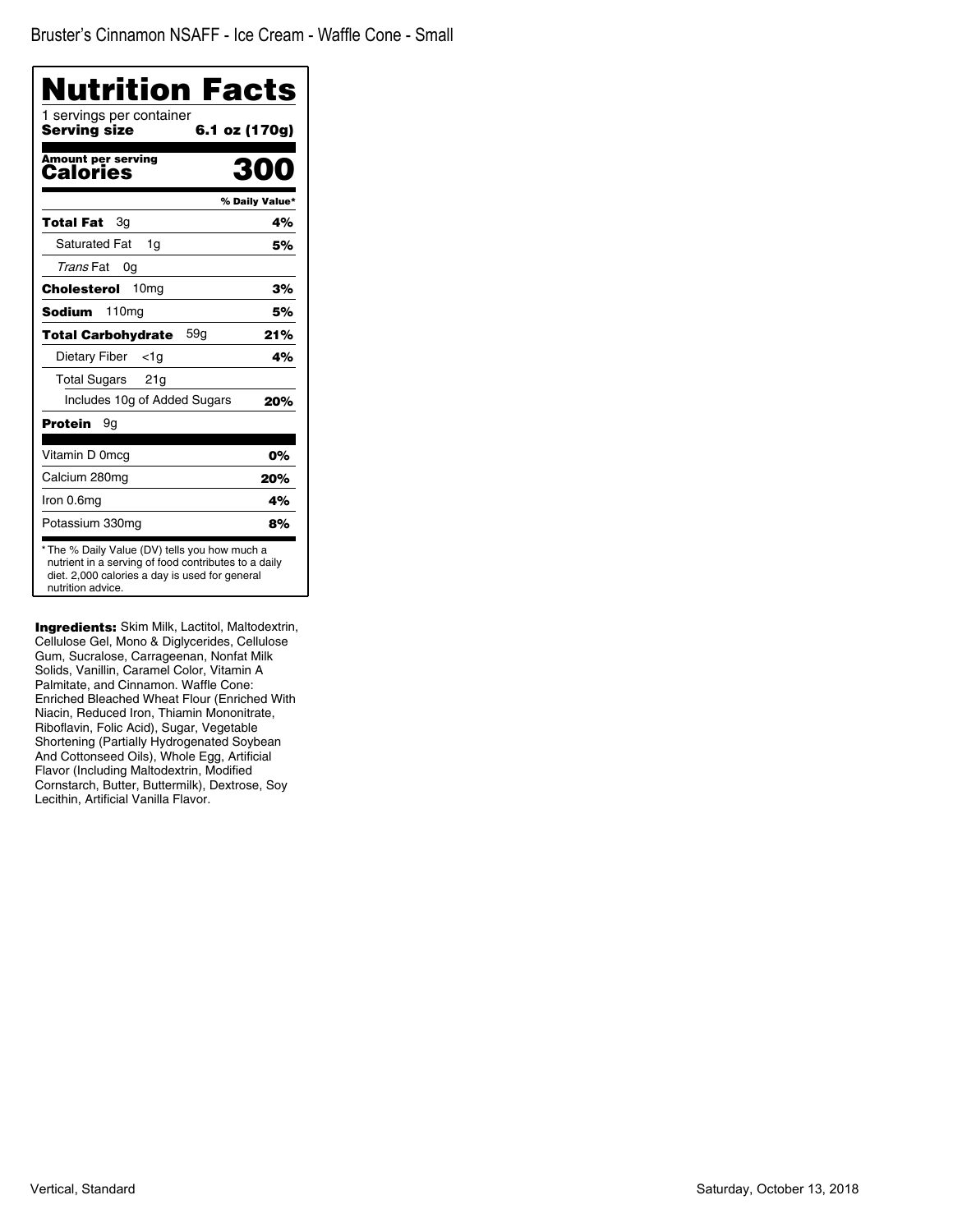Bruster's Cinnamon NSAFF - Ice Cream - Waffle Cone - Small

# Nutrition Facts

1 servings per container
**Serving size** **6.1 oz (170g)**

**Amount per serving**
**Calories** **300**

| | % Daily Value* |
|---|---|
| **Total Fat** 3g | **4%** |
| Saturated Fat 1g | **5%** |
| *Trans* Fat 0g | |
| **Cholesterol** 10mg | **3%** |
| **Sodium** 110mg | **5%** |
| **Total Carbohydrate** 59g | **21%** |
| Dietary Fiber <1g | **4%** |
| Total Sugars 21g | |
| Includes 10g of Added Sugars | **20%** |
| **Protein** 9g | |
| Vitamin D 0mcg | **0%** |
| Calcium 280mg | **20%** |
| Iron 0.6mg | **4%** |
| Potassium 330mg | **8%** |

* The % Daily Value (DV) tells you how much a nutrient in a serving of food contributes to a daily diet. 2,000 calories a day is used for general nutrition advice.

**Ingredients:** Skim Milk, Lactitol, Maltodextrin, Cellulose Gel, Mono & Diglycerides, Cellulose Gum, Sucralose, Carrageenan, Nonfat Milk Solids, Vanillin, Caramel Color, Vitamin A Palmitate, and Cinnamon. Waffle Cone: Enriched Bleached Wheat Flour (Enriched With Niacin, Reduced Iron, Thiamin Mononitrate, Riboflavin, Folic Acid), Sugar, Vegetable Shortening (Partially Hydrogenated Soybean And Cottonseed Oils), Whole Egg, Artificial Flavor (Including Maltodextrin, Modified Cornstarch, Butter, Buttermilk), Dextrose, Soy Lecithin, Artificial Vanilla Flavor.

Vertical, Standard

Saturday, October 13, 2018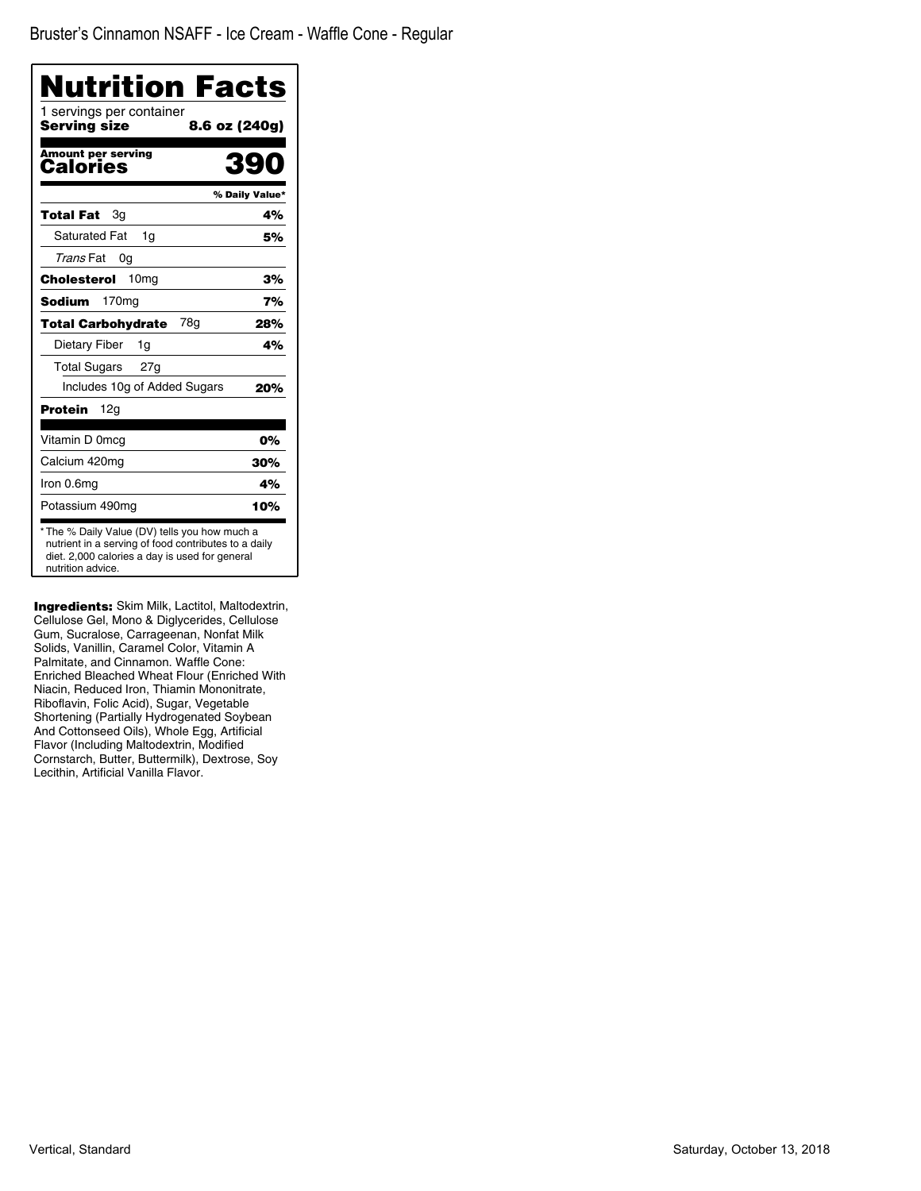Bruster's Cinnamon NSAFF - Ice Cream - Waffle Cone - Regular

# Nutrition Facts

1 servings per container
**Serving size** **8.6 oz (240g)**

**Amount per serving**
**Calories** **390**

| | % Daily Value* |
|---|---|
| **Total Fat** 3g | **4%** |
| Saturated Fat 1g | **5%** |
| *Trans* Fat 0g | |
| **Cholesterol** 10mg | **3%** |
| **Sodium** 170mg | **7%** |
| **Total Carbohydrate** 78g | **28%** |
| Dietary Fiber 1g | **4%** |
| Total Sugars 27g | |
| Includes 10g of Added Sugars | **20%** |
| **Protein** 12g | |
| Vitamin D 0mcg | **0%** |
| Calcium 420mg | **30%** |
| Iron 0.6mg | **4%** |
| Potassium 490mg | **10%** |

* The % Daily Value (DV) tells you how much a nutrient in a serving of food contributes to a daily diet. 2,000 calories a day is used for general nutrition advice.

**Ingredients:** Skim Milk, Lactitol, Maltodextrin, Cellulose Gel, Mono & Diglycerides, Cellulose Gum, Sucralose, Carrageenan, Nonfat Milk Solids, Vanillin, Caramel Color, Vitamin A Palmitate, and Cinnamon. Waffle Cone: Enriched Bleached Wheat Flour (Enriched With Niacin, Reduced Iron, Thiamin Mononitrate, Riboflavin, Folic Acid), Sugar, Vegetable Shortening (Partially Hydrogenated Soybean And Cottonseed Oils), Whole Egg, Artificial Flavor (Including Maltodextrin, Modified Cornstarch, Butter, Buttermilk), Dextrose, Soy Lecithin, Artificial Vanilla Flavor.

Vertical, Standard

Saturday, October 13, 2018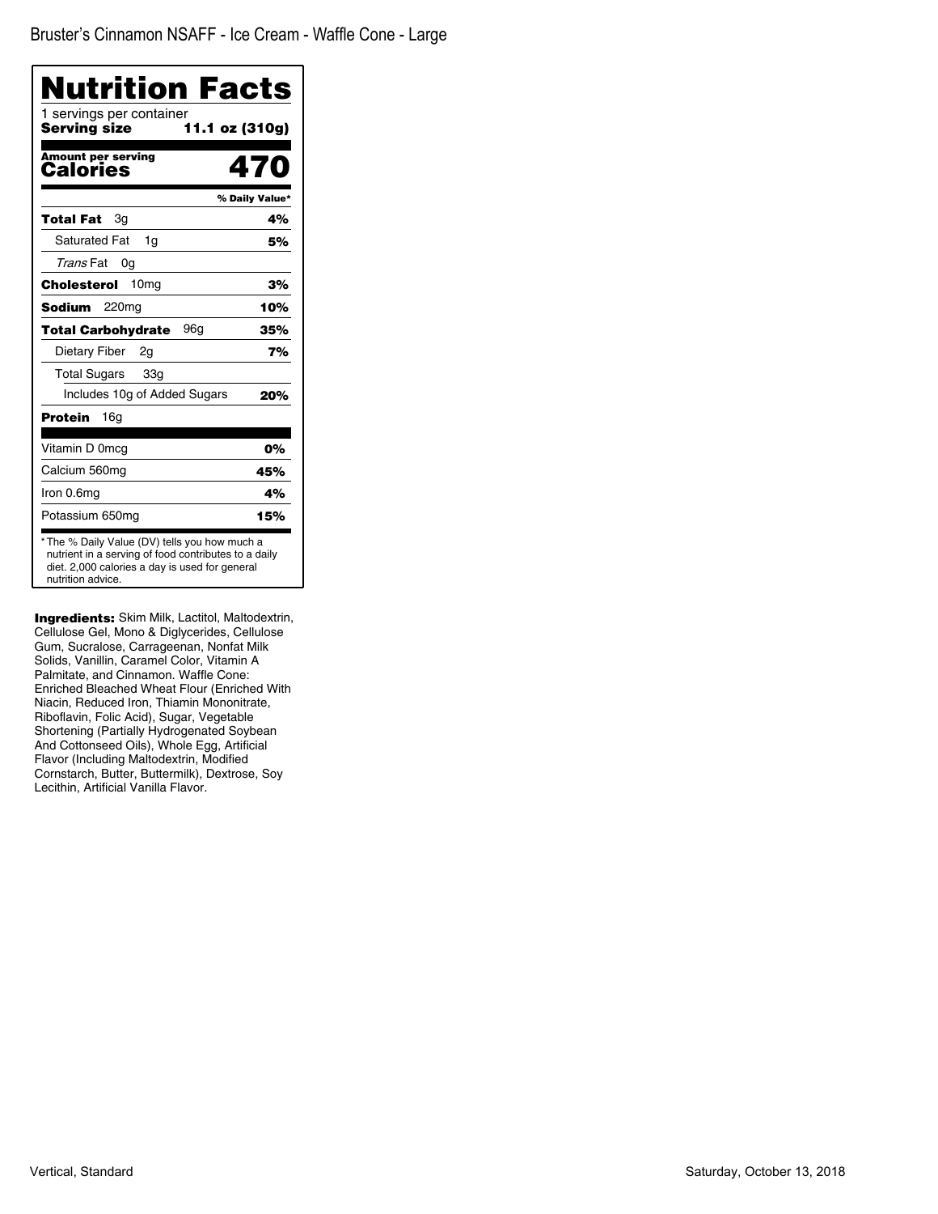Bruster's Cinnamon NSAFF - Ice Cream - Waffle Cone - Large

# Nutrition Facts

1 servings per container

**Serving size** **11.1 oz (310g)**

**Amount per serving**
**Calories** **470**

| | % Daily Value* |
|---|---|
| **Total Fat** 3g | **4%** |
| Saturated Fat 1g | **5%** |
| *Trans* Fat 0g | |
| **Cholesterol** 10mg | **3%** |
| **Sodium** 220mg | **10%** |
| **Total Carbohydrate** 96g | **35%** |
| Dietary Fiber 2g | **7%** |
| Total Sugars 33g | |
| Includes 10g of Added Sugars | **20%** |
| **Protein** 16g | |
| Vitamin D 0mcg | **0%** |
| Calcium 560mg | **45%** |
| Iron 0.6mg | **4%** |
| Potassium 650mg | **15%** |

* The % Daily Value (DV) tells you how much a nutrient in a serving of food contributes to a daily diet. 2,000 calories a day is used for general nutrition advice.

**Ingredients:** Skim Milk, Lactitol, Maltodextrin, Cellulose Gel, Mono & Diglycerides, Cellulose Gum, Sucralose, Carrageenan, Nonfat Milk Solids, Vanillin, Caramel Color, Vitamin A Palmitate, and Cinnamon. Waffle Cone: Enriched Bleached Wheat Flour (Enriched With Niacin, Reduced Iron, Thiamin Mononitrate, Riboflavin, Folic Acid), Sugar, Vegetable Shortening (Partially Hydrogenated Soybean And Cottonseed Oils), Whole Egg, Artificial Flavor (Including Maltodextrin, Modified Cornstarch, Butter, Buttermilk), Dextrose, Soy Lecithin, Artificial Vanilla Flavor.

Vertical, Standard

Saturday, October 13, 2018